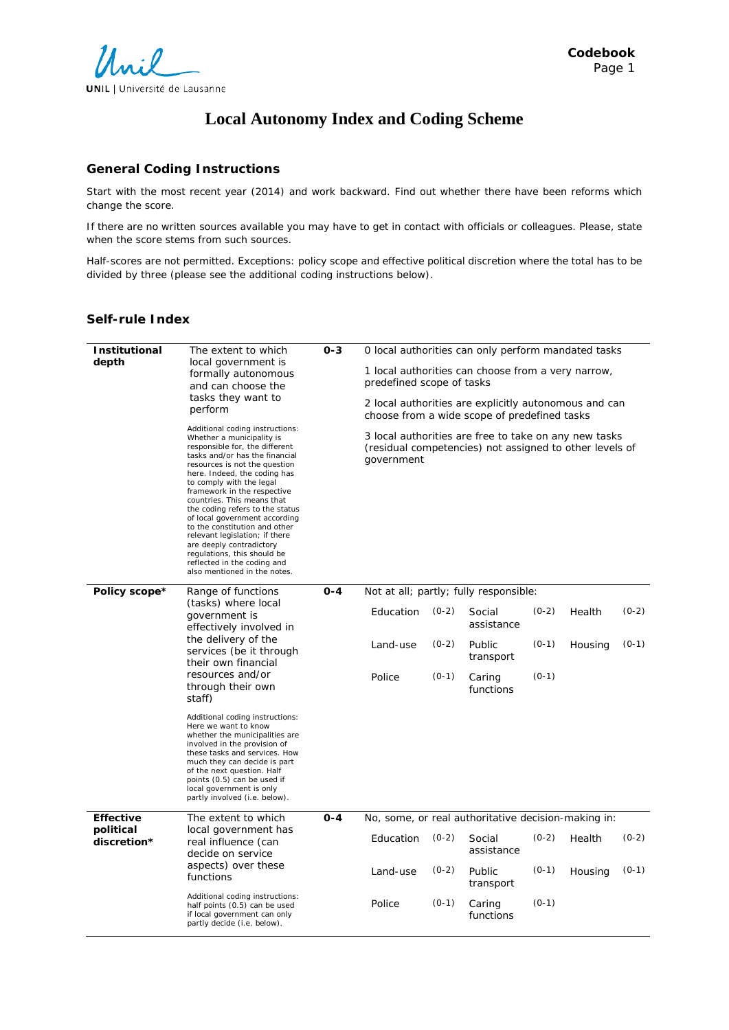# Local Autonomy Index and Coding Scheme

## General Coding Instructions

Start with the most recent year (2014) and work backward. Find out whether there have been reforms which change the score.

If there are no written sources available you may have to get in contact with officials or colleagues. Please, state when the score stems from such sources.

Half-scores are not permitted. Exceptions: policy scope and effective political discretion where the total has to be divided by three (please see the additional coding instructions below).

## Self-rule Index

| | | | |
|---|---|---|---|
| **Institutional depth** | The extent to which local government is formally autonomous and can choose the tasks they want to perform<br><br>Additional coding instructions: Whether a municipality is responsible for, the different tasks and/or has the financial resources is not the question here. Indeed, the coding has to comply with the legal framework in the respective countries. This means that the coding refers to the status of local government according to the constitution and other relevant legislation; if there are deeply contradictory regulations, this should be reflected in the coding and also mentioned in the notes. | **0-3** | 0 local authorities can only perform mandated tasks<br><br>1 local authorities can choose from a very narrow, predefined scope of tasks<br><br>2 local authorities are explicitly autonomous and can choose from a wide scope of predefined tasks<br><br>3 local authorities are free to take on any new tasks (residual competencies) not assigned to other levels of government |
| **Policy scope*** | Range of functions (tasks) where local government is effectively involved in the delivery of the services (be it through their own financial resources and/or through their own staff)<br><br>Additional coding instructions: Here we want to know whether the municipalities are involved in the provision of these tasks and services. How much they can decide is part of the next question. Half points (0.5) can be used if local government is only partly involved (i.e. below). | **0-4** | Not at all; partly; fully responsible:<br><br>Education (0-2); Social assistance (0-2); Health (0-2)<br>Land-use (0-2); Public transport (0-1); Housing (0-1)<br>Police (0-1); Caring functions (0-1) |
| **Effective political discretion*** | The extent to which local government has real influence (can decide on service aspects) over these functions<br><br>Additional coding instructions: half points (0.5) can be used if local government can only partly decide (i.e. below). | **0-4** | No, some, or real authoritative decision-making in:<br><br>Education (0-2); Social assistance (0-2); Health (0-2)<br>Land-use (0-2); Public transport (0-1); Housing (0-1)<br>Police (0-1); Caring functions (0-1) |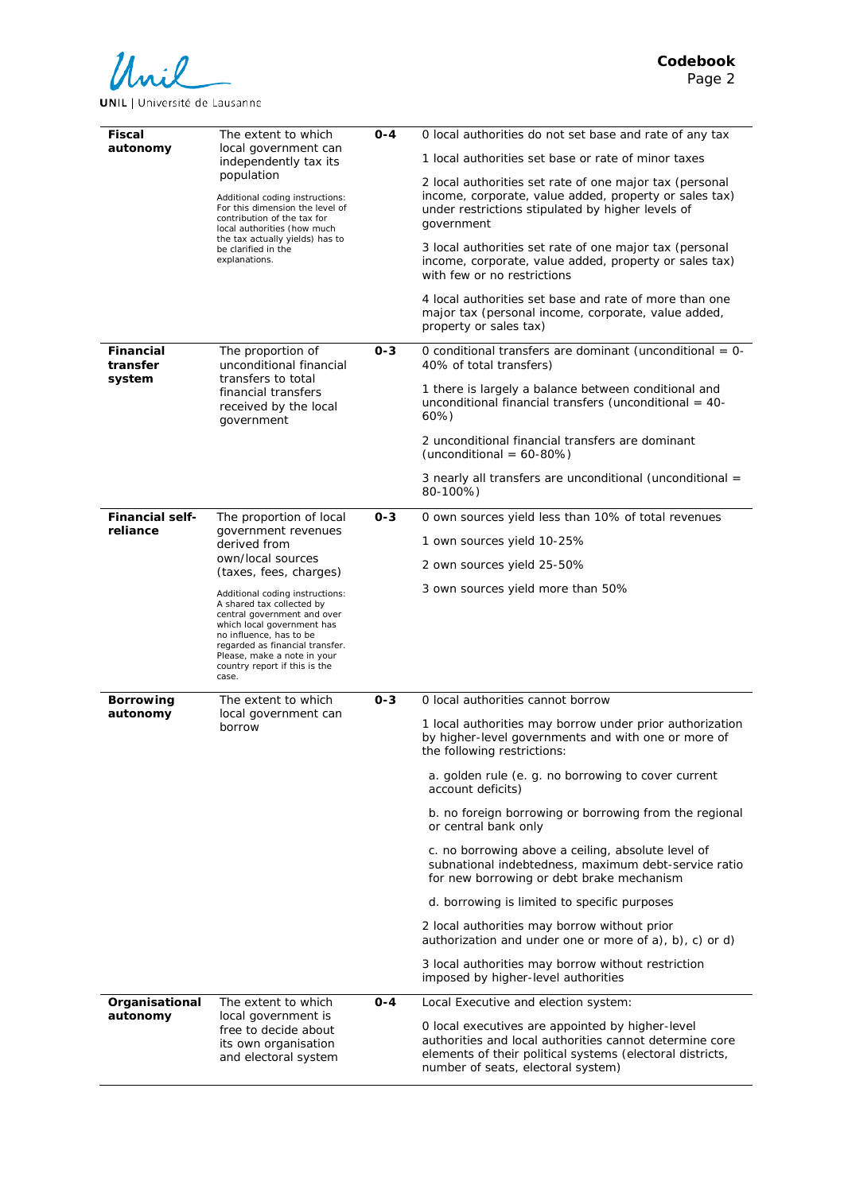| | | | |
|---|---|---|---|
| **Fiscal autonomy** | The extent to which local government can independently tax its population<br><br>Additional coding instructions: For this dimension the level of contribution of the tax for local authorities (how much the tax actually yields) has to be clarified in the explanations. | **0-4** | 0 local authorities do not set base and rate of any tax<br><br>1 local authorities set base or rate of minor taxes<br><br>2 local authorities set rate of one major tax (personal income, corporate, value added, property or sales tax) under restrictions stipulated by higher levels of government<br><br>3 local authorities set rate of one major tax (personal income, corporate, value added, property or sales tax) with few or no restrictions<br><br>4 local authorities set base and rate of more than one major tax (personal income, corporate, value added, property or sales tax) |
| **Financial transfer system** | The proportion of unconditional financial transfers to total financial transfers received by the local government | **0-3** | 0 conditional transfers are dominant (unconditional = 0-40% of total transfers)<br><br>1 there is largely a balance between conditional and unconditional financial transfers (unconditional = 40-60%)<br><br>2 unconditional financial transfers are dominant (unconditional = 60-80%)<br><br>3 nearly all transfers are unconditional (unconditional = 80-100%) |
| **Financial self-reliance** | The proportion of local government revenues derived from own/local sources (taxes, fees, charges)<br><br>Additional coding instructions: A shared tax collected by central government and over which local government has no influence, has to be regarded as financial transfer. Please, make a note in your country report if this is the case. | **0-3** | 0 own sources yield less than 10% of total revenues<br><br>1 own sources yield 10-25%<br><br>2 own sources yield 25-50%<br><br>3 own sources yield more than 50% |
| **Borrowing autonomy** | The extent to which local government can borrow | **0-3** | 0 local authorities cannot borrow<br><br>1 local authorities may borrow under prior authorization by higher-level governments and with one or more of the following restrictions:<br><br>a. golden rule (e. g. no borrowing to cover current account deficits)<br><br>b. no foreign borrowing or borrowing from the regional or central bank only<br><br>c. no borrowing above a ceiling, absolute level of subnational indebtedness, maximum debt-service ratio for new borrowing or debt brake mechanism<br><br>d. borrowing is limited to specific purposes<br><br>2 local authorities may borrow without prior authorization and under one or more of a), b), c) or d)<br><br>3 local authorities may borrow without restriction imposed by higher-level authorities |
| **Organisational autonomy** | The extent to which local government is free to decide about its own organisation and electoral system | **0-4** | Local Executive and election system:<br><br>0 local executives are appointed by higher-level authorities and local authorities cannot determine core elements of their political systems (electoral districts, number of seats, electoral system) |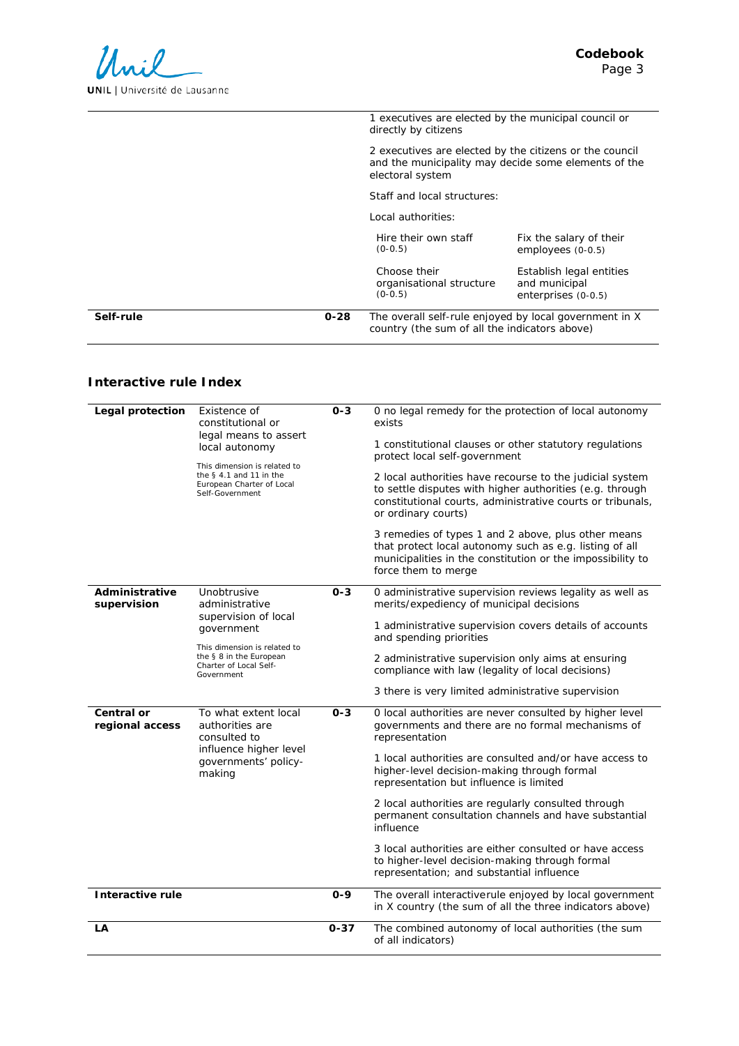| | | | |
|---|---|---|---|
| | | | 1 executives are elected by the municipal council or directly by citizens<br><br>2 executives are elected by the citizens or the council and the municipality may decide some elements of the electoral system<br><br>Staff and local structures:<br><br>Local authorities:<br><br>Hire their own staff (0-0.5) — Fix the salary of their employees (0-0.5)<br><br>Choose their organisational structure (0-0.5) — Establish legal entities and municipal enterprises (0-0.5) |
| **Self-rule** | | 0-28 | The overall self-rule enjoyed by local government in X country (the sum of all the indicators above) |

## Interactive rule Index

| | | | |
|---|---|---|---|
| **Legal protection** | Existence of constitutional or legal means to assert local autonomy<br><br>This dimension is related to the § 4.1 and 11 in the European Charter of Local Self-Government | 0-3 | 0 no legal remedy for the protection of local autonomy exists<br><br>1 constitutional clauses or other statutory regulations protect local self-government<br><br>2 local authorities have recourse to the judicial system to settle disputes with higher authorities (e.g. through constitutional courts, administrative courts or tribunals, or ordinary courts)<br><br>3 remedies of types 1 and 2 above, plus other means that protect local autonomy such as e.g. listing of all municipalities in the constitution or the impossibility to force them to merge |
| **Administrative supervision** | Unobtrusive administrative supervision of local government<br><br>This dimension is related to the § 8 in the European Charter of Local Self-Government | 0-3 | 0 administrative supervision reviews legality as well as merits/expediency of municipal decisions<br><br>1 administrative supervision covers details of accounts and spending priorities<br><br>2 administrative supervision only aims at ensuring compliance with law (legality of local decisions)<br><br>3 there is very limited administrative supervision |
| **Central or regional access** | To what extent local authorities are consulted to influence higher level governments' policy-making | 0-3 | 0 local authorities are never consulted by higher level governments and there are no formal mechanisms of representation<br><br>1 local authorities are consulted and/or have access to higher-level decision-making through formal representation but influence is limited<br><br>2 local authorities are regularly consulted through permanent consultation channels and have substantial influence<br><br>3 local authorities are either consulted or have access to higher-level decision-making through formal representation; and substantial influence |
| **Interactive rule** | | 0-9 | The overall interactiverule enjoyed by local government in X country (the sum of all the three indicators above) |
| **LA** | | 0-37 | The combined autonomy of local authorities (the sum of all indicators) |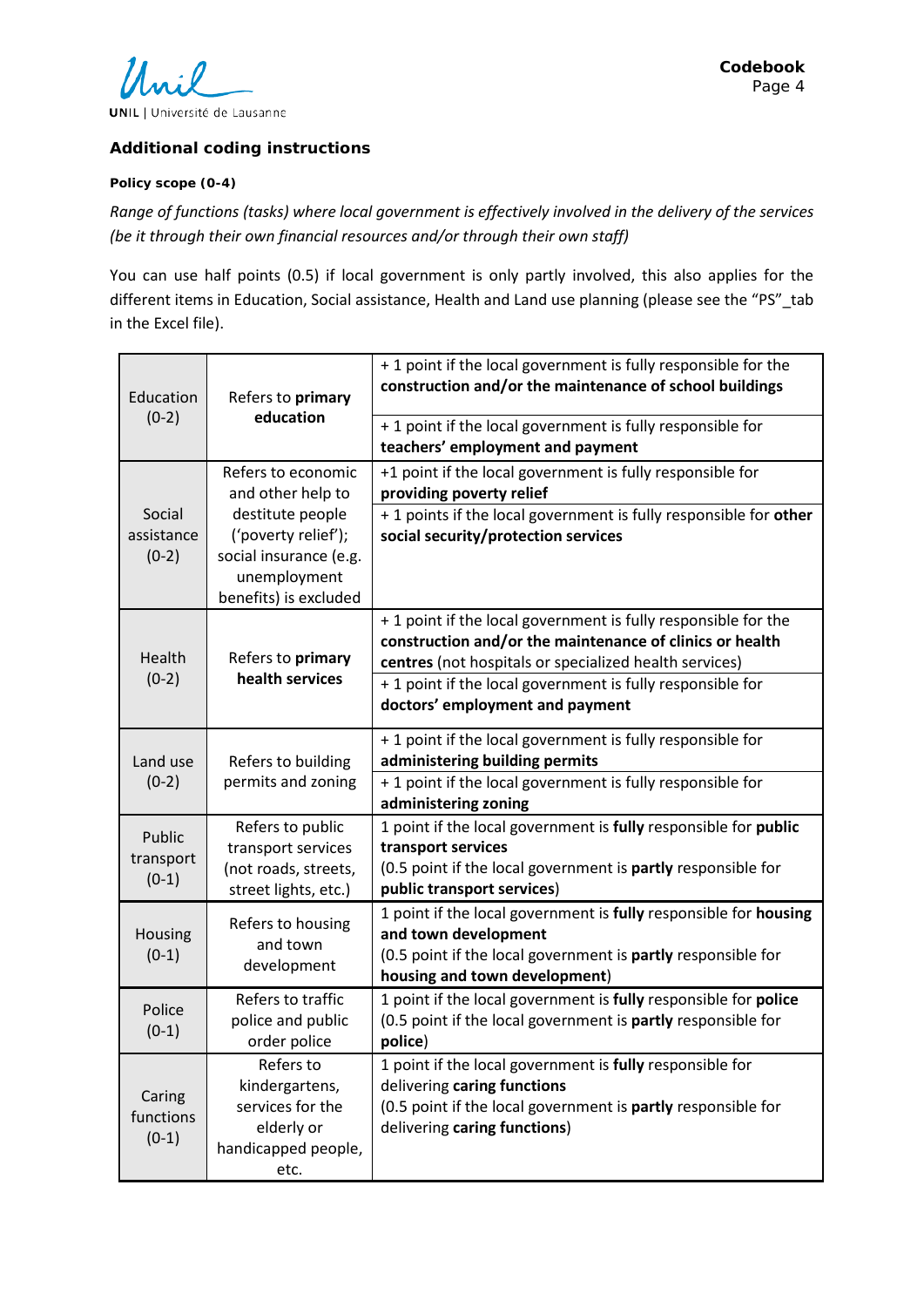## Additional coding instructions

#### Policy scope (0-4)

*Range of functions (tasks) where local government is effectively involved in the delivery of the services (be it through their own financial resources and/or through their own staff)*

You can use half points (0.5) if local government is only partly involved, this also applies for the different items in Education, Social assistance, Health and Land use planning (please see the "PS"_tab in the Excel file).

| | | |
|---|---|---|
| Education (0-2) | Refers to **primary education** | + 1 point if the local government is fully responsible for the **construction and/or the maintenance of school buildings** |
| | | + 1 point if the local government is fully responsible for **teachers' employment and payment** |
| Social assistance (0-2) | Refers to economic and other help to destitute people ('poverty relief'); social insurance (e.g. unemployment benefits) is excluded | +1 point if the local government is fully responsible for **providing poverty relief** |
| | | + 1 points if the local government is fully responsible for **other social security/protection services** |
| Health (0-2) | Refers to **primary health services** | + 1 point if the local government is fully responsible for the **construction and/or the maintenance of clinics or health centres** (not hospitals or specialized health services) |
| | | + 1 point if the local government is fully responsible for **doctors' employment and payment** |
| Land use (0-2) | Refers to building permits and zoning | + 1 point if the local government is fully responsible for **administering building permits** |
| | | + 1 point if the local government is fully responsible for **administering zoning** |
| Public transport (0-1) | Refers to public transport services (not roads, streets, street lights, etc.) | 1 point if the local government is **fully** responsible for **public transport services**<br>(0.5 point if the local government is **partly** responsible for **public transport services**) |
| Housing (0-1) | Refers to housing and town development | 1 point if the local government is **fully** responsible for **housing and town development**<br>(0.5 point if the local government is **partly** responsible for **housing and town development**) |
| Police (0-1) | Refers to traffic police and public order police | 1 point if the local government is **fully** responsible for **police**<br>(0.5 point if the local government is **partly** responsible for **police**) |
| Caring functions (0-1) | Refers to kindergartens, services for the elderly or handicapped people, etc. | 1 point if the local government is **fully** responsible for delivering **caring functions**<br>(0.5 point if the local government is **partly** responsible for delivering **caring functions**) |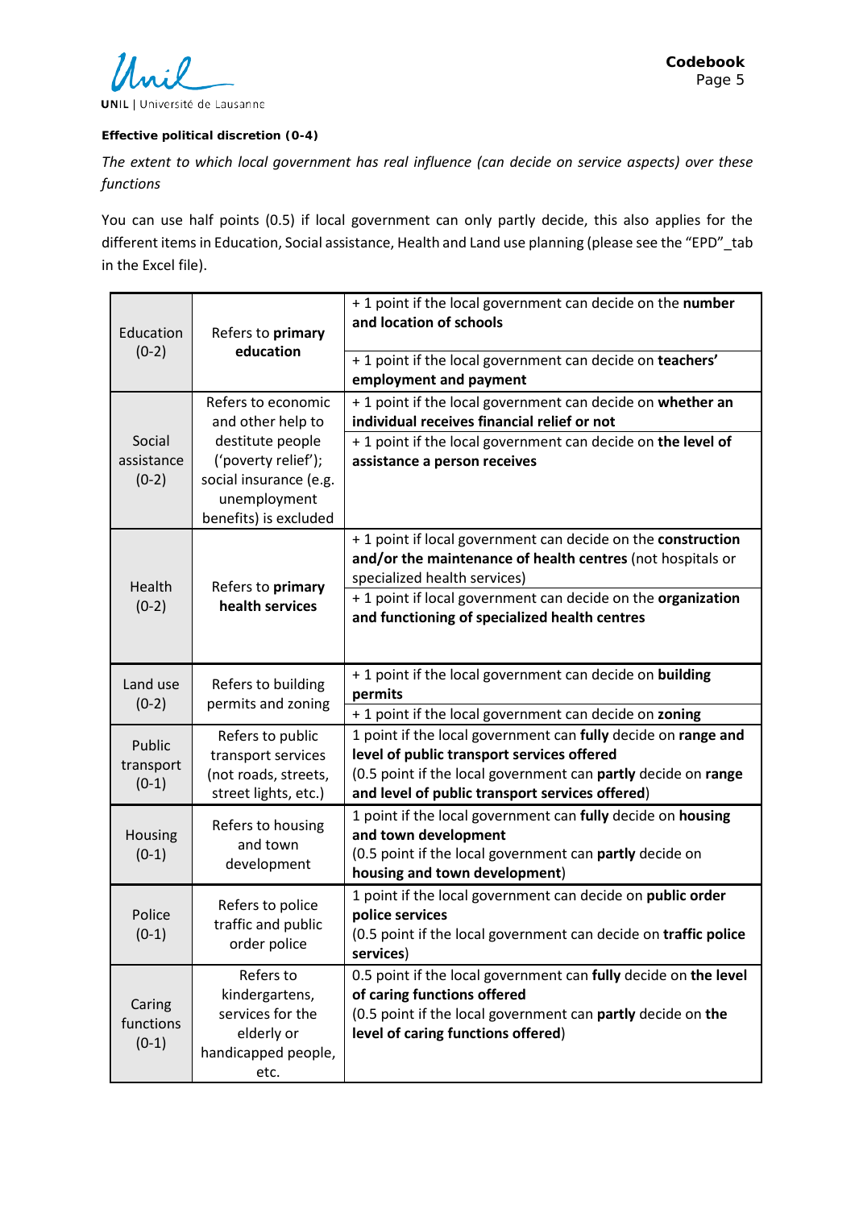**Effective political discretion (0-4)**

*The extent to which local government has real influence (can decide on service aspects) over these functions*

You can use half points (0.5) if local government can only partly decide, this also applies for the different items in Education, Social assistance, Health and Land use planning (please see the "EPD"_tab in the Excel file).

| | | |
|---|---|---|
| Education (0-2) | Refers to **primary education** | + 1 point if the local government can decide on the **number and location of schools** |
| | | + 1 point if the local government can decide on **teachers' employment and payment** |
| Social assistance (0-2) | Refers to economic and other help to destitute people ('poverty relief'); social insurance (e.g. unemployment benefits) is excluded | + 1 point if the local government can decide on **whether an individual receives financial relief or not** |
| | | + 1 point if the local government can decide on **the level of assistance a person receives** |
| Health (0-2) | Refers to **primary health services** | + 1 point if local government can decide on the **construction and/or the maintenance of health centres** (not hospitals or specialized health services) |
| | | + 1 point if local government can decide on the **organization and functioning of specialized health centres** |
| Land use (0-2) | Refers to building permits and zoning | + 1 point if the local government can decide on **building permits** |
| | | + 1 point if the local government can decide on **zoning** |
| Public transport (0-1) | Refers to public transport services (not roads, streets, street lights, etc.) | 1 point if the local government can **fully** decide on **range and level of public transport services offered** (0.5 point if the local government can **partly** decide on **range and level of public transport services offered**) |
| Housing (0-1) | Refers to housing and town development | 1 point if the local government can **fully** decide on **housing and town development** (0.5 point if the local government can **partly** decide on **housing and town development**) |
| Police (0-1) | Refers to police traffic and public order police | 1 point if the local government can decide on **public order police services** (0.5 point if the local government can decide on **traffic police services**) |
| Caring functions (0-1) | Refers to kindergartens, services for the elderly or handicapped people, etc. | 0.5 point if the local government can **fully** decide on **the level of caring functions offered** (0.5 point if the local government can **partly** decide on **the level of caring functions offered**) |